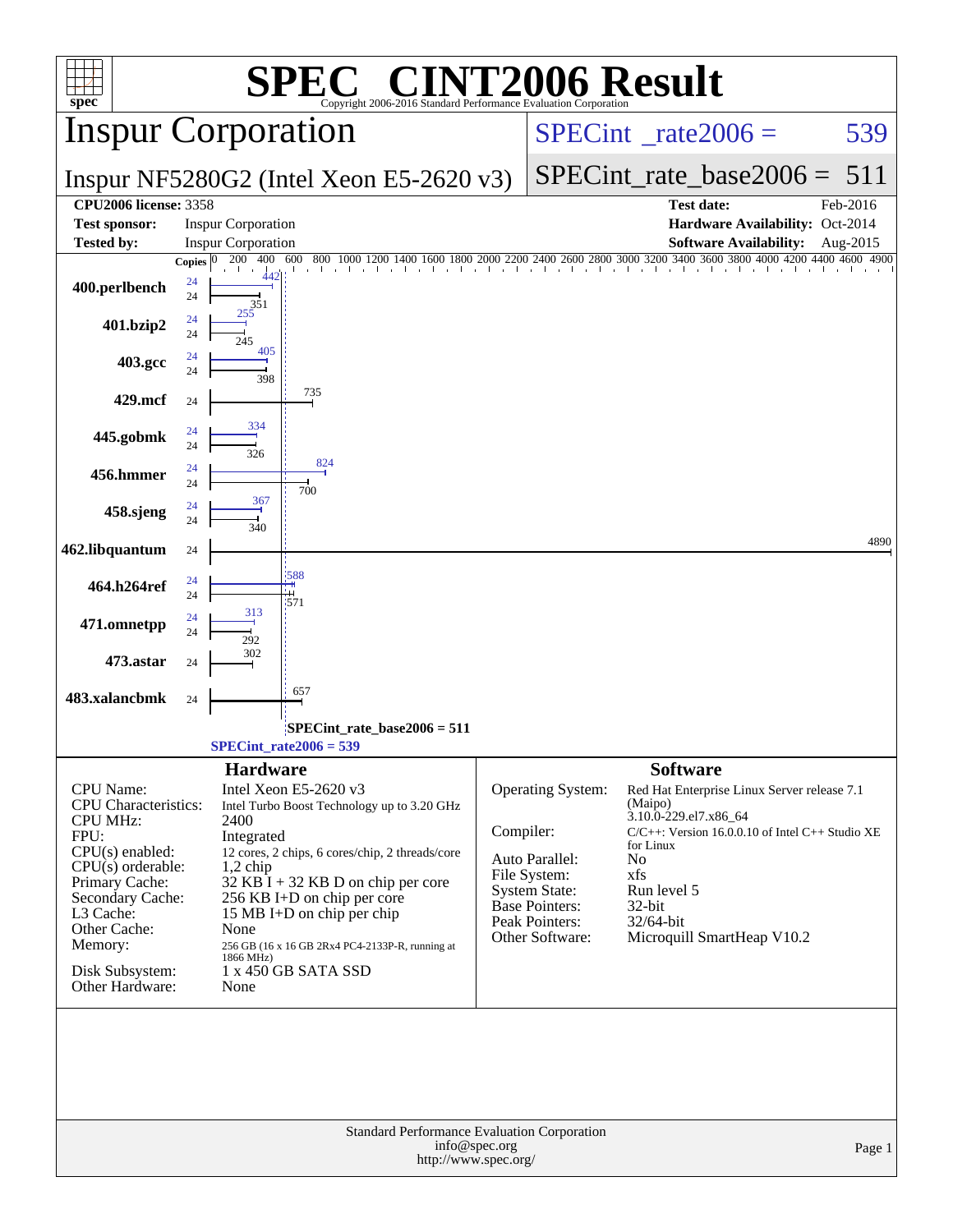# SPEC® CINT2006 Result

Copyright 2006-2016 Standard Performance Evaluation Corporation

## Inspur Corporation

Inspur NF5280G2 (Intel Xeon E5-2620 v3)

SPECint_rate2006 = 539

SPECint_rate_base2006 = 511

| | | | |
|---|---|---|---|
| **CPU2006 license:** 3358 | | **Test date:** | Feb-2016 |
| **Test sponsor:** | Inspur Corporation | **Hardware Availability:** | Oct-2014 |
| **Tested by:** | Inspur Corporation | **Software Availability:** | Aug-2015 |

| Benchmark | Copies (peak) | Peak | Copies (base) | Base |
|---|---|---|---|---|
| 400.perlbench | 24 | 442 | 24 | 351 |
| 401.bzip2 | 24 | 255 | 24 | 245 |
| 403.gcc | 24 | 405 | 24 | 398 |
| 429.mcf | | | 24 | 735 |
| 445.gobmk | 24 | 334 | 24 | 326 |
| 456.hmmer | 24 | 824 | 24 | 700 |
| 458.sjeng | 24 | 367 | 24 | 340 |
| 462.libquantum | | | 24 | 4890 |
| 464.h264ref | 24 | 588 | 24 | 571 |
| 471.omnetpp | 24 | 313 | 24 | 292 |
| 473.astar | | | 24 | 302 |
| 483.xalancbmk | | | 24 | 657 |

SPECint_rate_base2006 = 511

SPECint_rate2006 = 539

### Hardware

| | |
|---|---|
| CPU Name: | Intel Xeon E5-2620 v3 |
| CPU Characteristics: | Intel Turbo Boost Technology up to 3.20 GHz |
| CPU MHz: | 2400 |
| FPU: | Integrated |
| CPU(s) enabled: | 12 cores, 2 chips, 6 cores/chip, 2 threads/core |
| CPU(s) orderable: | 1,2 chip |
| Primary Cache: | 32 KB I + 32 KB D on chip per core |
| Secondary Cache: | 256 KB I+D on chip per core |
| L3 Cache: | 15 MB I+D on chip per chip |
| Other Cache: | None |
| Memory: | 256 GB (16 x 16 GB 2Rx4 PC4-2133P-R, running at 1866 MHz) |
| Disk Subsystem: | 1 x 450 GB SATA SSD |
| Other Hardware: | None |

### Software

| | |
|---|---|
| Operating System: | Red Hat Enterprise Linux Server release 7.1 (Maipo) 3.10.0-229.el7.x86_64 |
| Compiler: | C/C++: Version 16.0.0.10 of Intel C++ Studio XE for Linux |
| Auto Parallel: | No |
| File System: | xfs |
| System State: | Run level 5 |
| Base Pointers: | 32-bit |
| Peak Pointers: | 32/64-bit |
| Other Software: | Microquill SmartHeap V10.2 |

Standard Performance Evaluation Corporation
info@spec.org
http://www.spec.org/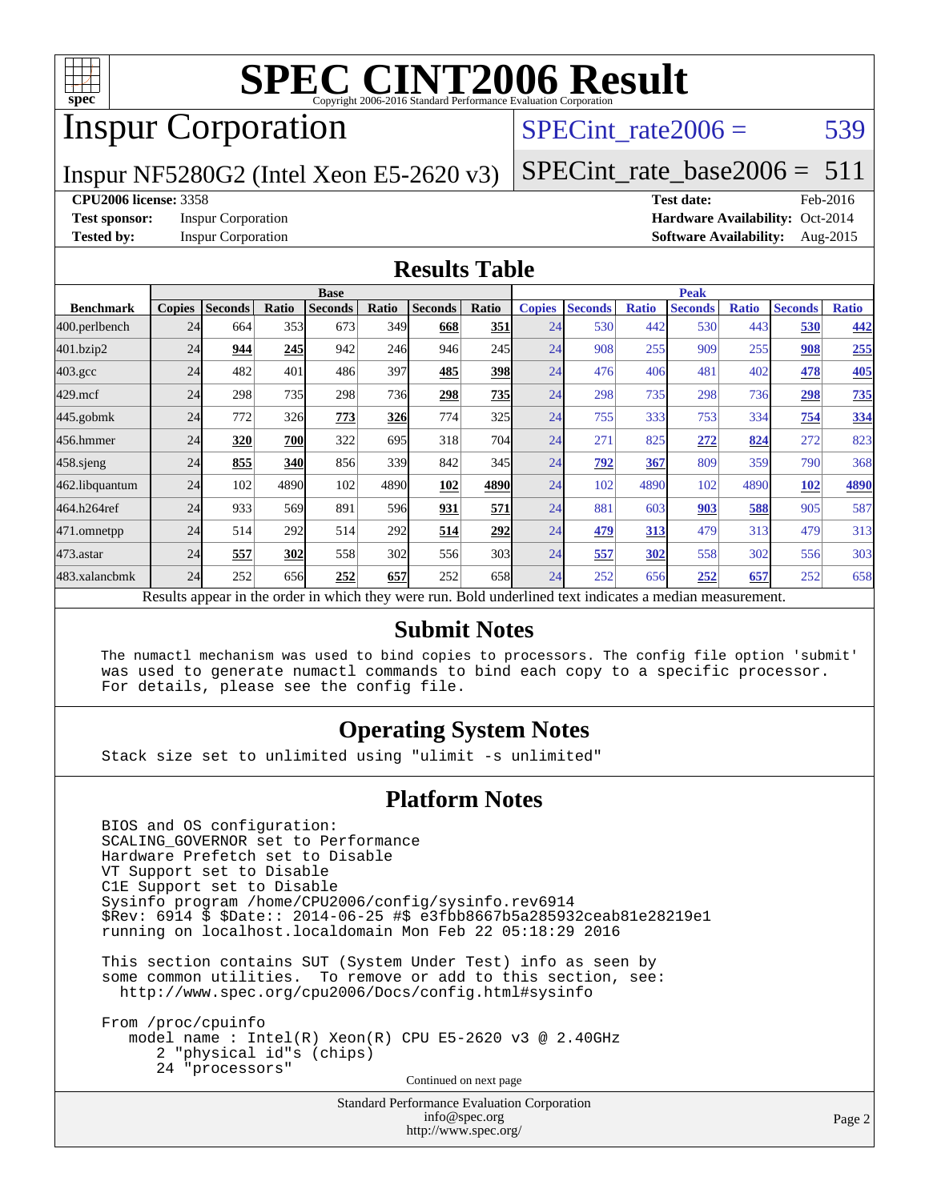# SPEC CINT2006 Result

Copyright 2006-2016 Standard Performance Evaluation Corporation

## Inspur Corporation

Inspur NF5280G2 (Intel Xeon E5-2620 v3)

SPECint_rate2006 = 539

SPECint_rate_base2006 = 511

**CPU2006 license:** 3358
**Test sponsor:** Inspur Corporation
**Tested by:** Inspur Corporation

**Test date:** Feb-2016
**Hardware Availability:** Oct-2014
**Software Availability:** Aug-2015

## Results Table

| Benchmark | Base | | | | | | | Peak | | | | | | |
|---|---|---|---|---|---|---|---|---|---|---|---|---|---|---|
| | Copies | Seconds | Ratio | Seconds | Ratio | Seconds | Ratio | Copies | Seconds | Ratio | Seconds | Ratio | Seconds | Ratio |
| 400.perlbench | 24 | 664 | 353 | 673 | 349 | **668** | **351** | 24 | 530 | 442 | 530 | 443 | **530** | **442** |
| 401.bzip2 | 24 | **944** | **245** | 942 | 246 | 946 | 245 | 24 | 908 | 255 | 909 | 255 | **908** | **255** |
| 403.gcc | 24 | 482 | 401 | 486 | 397 | **485** | **398** | 24 | 476 | 406 | 481 | 402 | **478** | **405** |
| 429.mcf | 24 | 298 | 735 | 298 | 736 | **298** | **735** | 24 | 298 | 735 | 298 | 736 | **298** | **735** |
| 445.gobmk | 24 | 772 | 326 | **773** | **326** | 774 | 325 | 24 | 755 | 333 | 753 | 334 | **754** | **334** |
| 456.hmmer | 24 | **320** | **700** | 322 | 695 | 318 | 704 | 24 | 271 | 825 | **272** | **824** | 272 | 823 |
| 458.sjeng | 24 | **855** | **340** | 856 | 339 | 842 | 345 | 24 | **792** | **367** | 809 | 359 | 790 | 368 |
| 462.libquantum | 24 | 102 | 4890 | 102 | 4890 | **102** | **4890** | 24 | 102 | 4890 | 102 | 4890 | **102** | **4890** |
| 464.h264ref | 24 | 933 | 569 | 891 | 596 | **931** | **571** | 24 | 881 | 603 | **903** | **588** | 905 | 587 |
| 471.omnetpp | 24 | 514 | 292 | 514 | 292 | **514** | **292** | 24 | **479** | **313** | 479 | 313 | 479 | 313 |
| 473.astar | 24 | **557** | **302** | 558 | 302 | 556 | 303 | 24 | **557** | **302** | 558 | 302 | 556 | 303 |
| 483.xalancbmk | 24 | 252 | 656 | **252** | **657** | 252 | 658 | 24 | 252 | 656 | **252** | **657** | 252 | 658 |

Results appear in the order in which they were run. Bold underlined text indicates a median measurement.

## Submit Notes

```
The numactl mechanism was used to bind copies to processors. The config file option 'submit'
was used to generate numactl commands to bind each copy to a specific processor.
For details, please see the config file.
```

## Operating System Notes

```
Stack size set to unlimited using "ulimit -s unlimited"
```

## Platform Notes

```
BIOS and OS configuration:
SCALING_GOVERNOR set to Performance
Hardware Prefetch set to Disable
VT Support set to Disable
C1E Support set to Disable
Sysinfo program /home/CPU2006/config/sysinfo.rev6914
$Rev: 6914 $ $Date:: 2014-06-25 #$ e3fbb8667b5a285932ceab81e28219e1
running on localhost.localdomain Mon Feb 22 05:18:29 2016

This section contains SUT (System Under Test) info as seen by
some common utilities.  To remove or add to this section, see:
  http://www.spec.org/cpu2006/Docs/config.html#sysinfo

From /proc/cpuinfo
   model name : Intel(R) Xeon(R) CPU E5-2620 v3 @ 2.40GHz
      2 "physical id"s (chips)
      24 "processors"
```

Continued on next page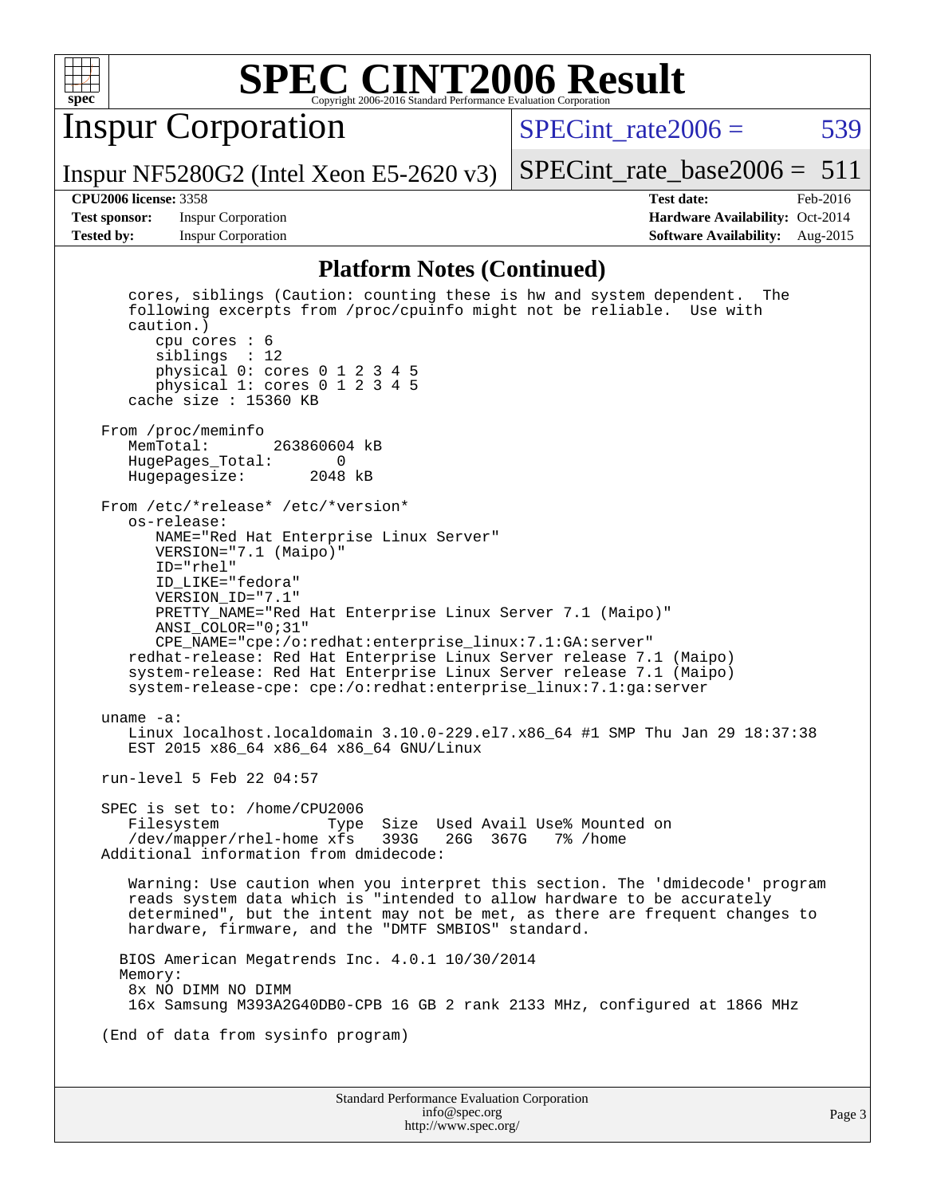# SPEC CINT2006 Result

Copyright 2006-2016 Standard Performance Evaluation Corporation

## Inspur Corporation

Inspur NF5280G2 (Intel Xeon E5-2620 v3)

SPECint_rate2006 = 539

SPECint_rate_base2006 = 511

**CPU2006 license:** 3358
**Test sponsor:** Inspur Corporation
**Tested by:** Inspur Corporation

**Test date:** Feb-2016
**Hardware Availability:** Oct-2014
**Software Availability:** Aug-2015

### Platform Notes (Continued)

```
      cores, siblings (Caution: counting these is hw and system dependent.  The
      following excerpts from /proc/cpuinfo might not be reliable.  Use with
      caution.)
         cpu cores : 6
         siblings  : 12
         physical 0: cores 0 1 2 3 4 5
         physical 1: cores 0 1 2 3 4 5
      cache size : 15360 KB

   From /proc/meminfo
      MemTotal:       263860604 kB
      HugePages_Total:       0
      Hugepagesize:       2048 kB

   From /etc/*release* /etc/*version*
      os-release:
         NAME="Red Hat Enterprise Linux Server"
         VERSION="7.1 (Maipo)"
         ID="rhel"
         ID_LIKE="fedora"
         VERSION_ID="7.1"
         PRETTY_NAME="Red Hat Enterprise Linux Server 7.1 (Maipo)"
         ANSI_COLOR="0;31"
         CPE_NAME="cpe:/o:redhat:enterprise_linux:7.1:GA:server"
      redhat-release: Red Hat Enterprise Linux Server release 7.1 (Maipo)
      system-release: Red Hat Enterprise Linux Server release 7.1 (Maipo)
      system-release-cpe: cpe:/o:redhat:enterprise_linux:7.1:ga:server

   uname -a:
      Linux localhost.localdomain 3.10.0-229.el7.x86_64 #1 SMP Thu Jan 29 18:37:38
      EST 2015 x86_64 x86_64 x86_64 GNU/Linux

   run-level 5 Feb 22 04:57

   SPEC is set to: /home/CPU2006
      Filesystem            Type  Size  Used Avail Use% Mounted on
      /dev/mapper/rhel-home xfs   393G   26G  367G   7% /home
   Additional information from dmidecode:

      Warning: Use caution when you interpret this section. The 'dmidecode' program
      reads system data which is "intended to allow hardware to be accurately
      determined", but the intent may not be met, as there are frequent changes to
      hardware, firmware, and the "DMTF SMBIOS" standard.

     BIOS American Megatrends Inc. 4.0.1 10/30/2014
     Memory:
      8x NO DIMM NO DIMM
      16x Samsung M393A2G40DB0-CPB 16 GB 2 rank 2133 MHz, configured at 1866 MHz

   (End of data from sysinfo program)
```

Standard Performance Evaluation Corporation
info@spec.org
http://www.spec.org/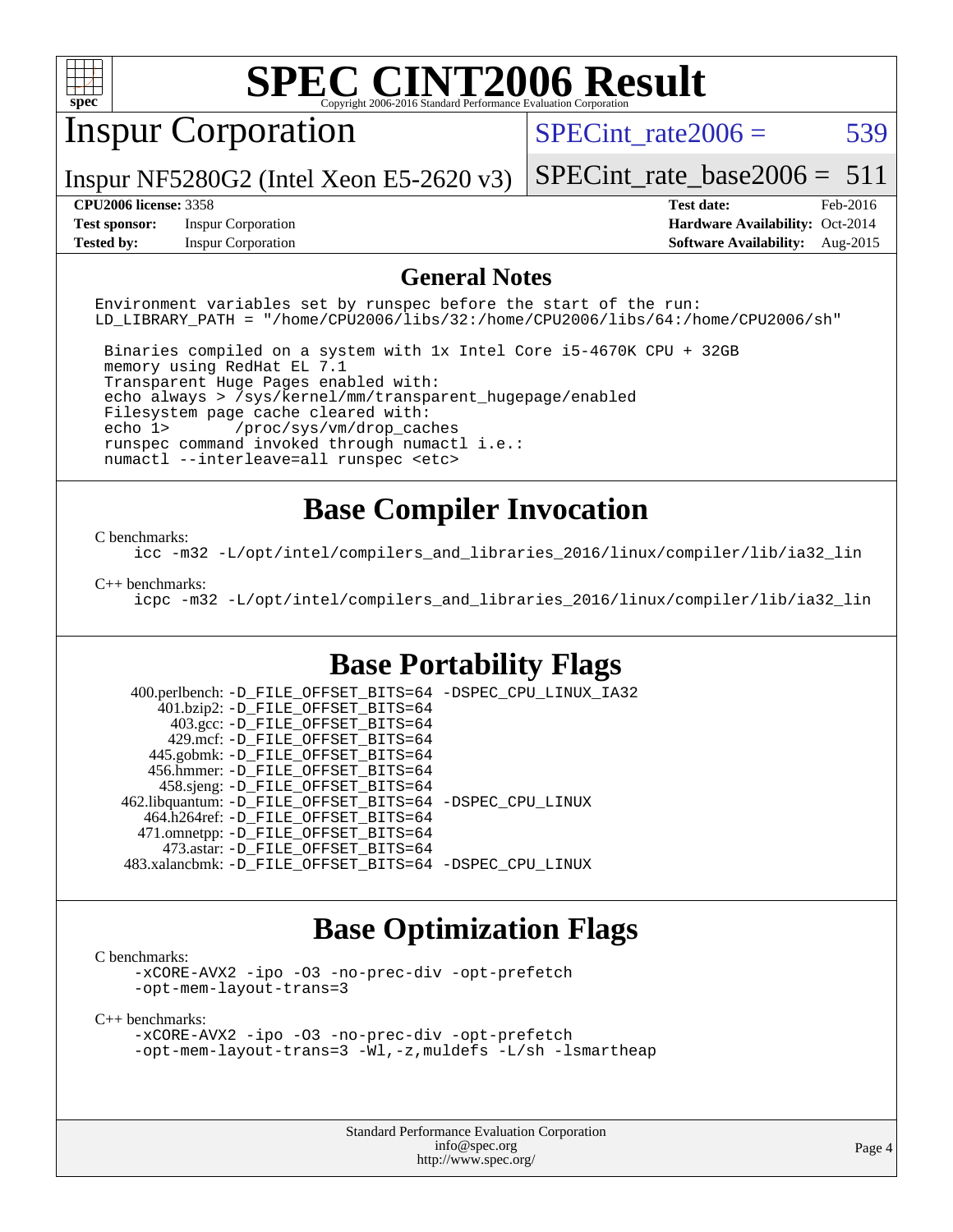# SPEC CINT2006 Result

Copyright 2006-2016 Standard Performance Evaluation Corporation

## Inspur Corporation

Inspur NF5280G2 (Intel Xeon E5-2620 v3)

SPECint_rate2006 = 539

SPECint_rate_base2006 = 511

**CPU2006 license:** 3358
**Test sponsor:** Inspur Corporation
**Tested by:** Inspur Corporation

**Test date:** Feb-2016
**Hardware Availability:** Oct-2014
**Software Availability:** Aug-2015

## General Notes

```
Environment variables set by runspec before the start of the run:
LD_LIBRARY_PATH = "/home/CPU2006/libs/32:/home/CPU2006/libs/64:/home/CPU2006/sh"

 Binaries compiled on a system with 1x Intel Core i5-4670K CPU + 32GB
 memory using RedHat EL 7.1
 Transparent Huge Pages enabled with:
 echo always > /sys/kernel/mm/transparent_hugepage/enabled
 Filesystem page cache cleared with:
 echo 1>       /proc/sys/vm/drop_caches
 runspec command invoked through numactl i.e.:
 numactl --interleave=all runspec <etc>
```

## Base Compiler Invocation

C benchmarks:

```
icc -m32 -L/opt/intel/compilers_and_libraries_2016/linux/compiler/lib/ia32_lin
```

C++ benchmarks:

```
icpc -m32 -L/opt/intel/compilers_and_libraries_2016/linux/compiler/lib/ia32_lin
```

## Base Portability Flags

```
   400.perlbench: -D_FILE_OFFSET_BITS=64 -DSPEC_CPU_LINUX_IA32
       401.bzip2: -D_FILE_OFFSET_BITS=64
         403.gcc: -D_FILE_OFFSET_BITS=64
         429.mcf: -D_FILE_OFFSET_BITS=64
       445.gobmk: -D_FILE_OFFSET_BITS=64
       456.hmmer: -D_FILE_OFFSET_BITS=64
       458.sjeng: -D_FILE_OFFSET_BITS=64
  462.libquantum: -D_FILE_OFFSET_BITS=64 -DSPEC_CPU_LINUX
     464.h264ref: -D_FILE_OFFSET_BITS=64
     471.omnetpp: -D_FILE_OFFSET_BITS=64
       473.astar: -D_FILE_OFFSET_BITS=64
   483.xalancbmk: -D_FILE_OFFSET_BITS=64 -DSPEC_CPU_LINUX
```

## Base Optimization Flags

C benchmarks:

```
-xCORE-AVX2 -ipo -O3 -no-prec-div -opt-prefetch
-opt-mem-layout-trans=3
```

C++ benchmarks:

```
-xCORE-AVX2 -ipo -O3 -no-prec-div -opt-prefetch
-opt-mem-layout-trans=3 -Wl,-z,muldefs -L/sh -lsmartheap
```

Standard Performance Evaluation Corporation
info@spec.org
http://www.spec.org/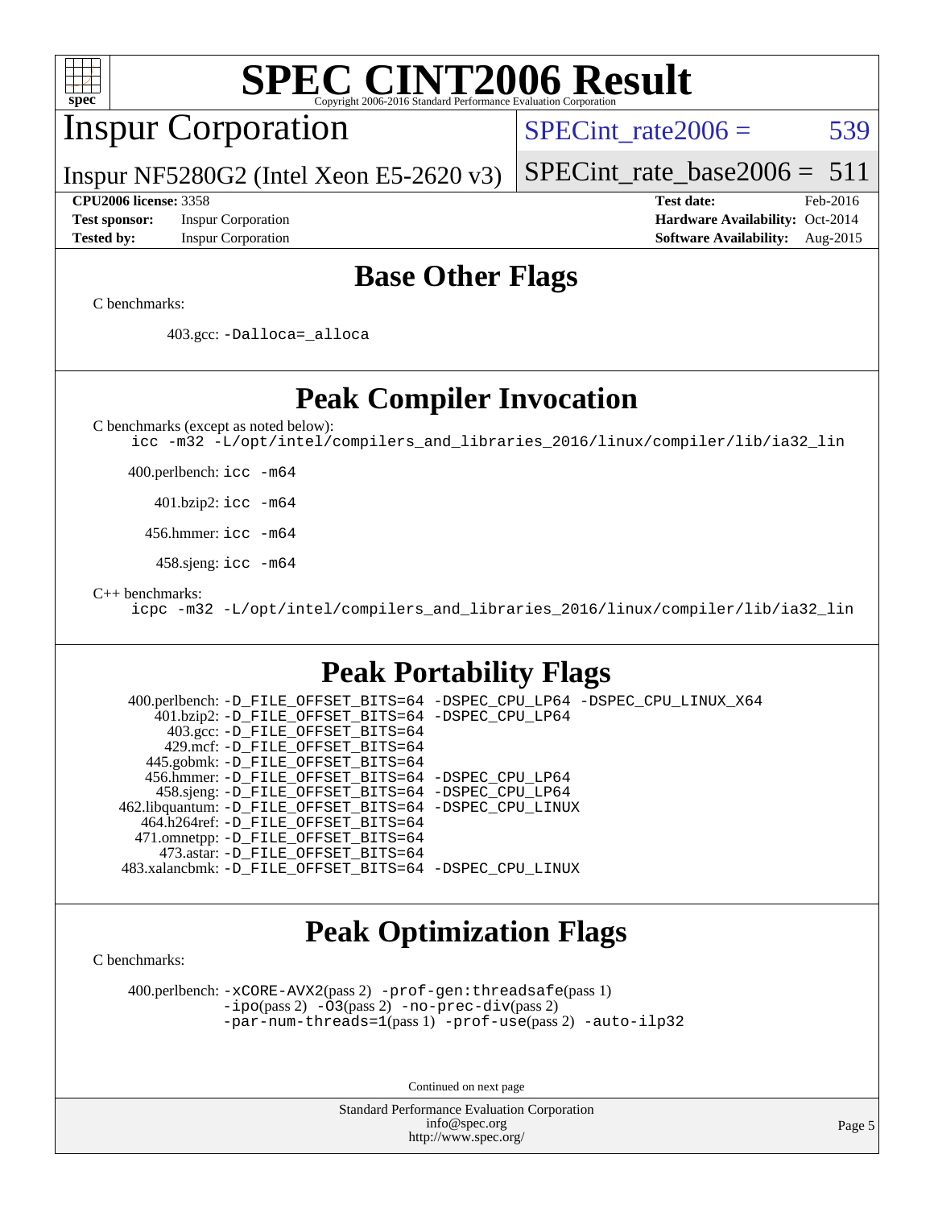# SPEC CINT2006 Result

Copyright 2006-2016 Standard Performance Evaluation Corporation

## Inspur Corporation

Inspur NF5280G2 (Intel Xeon E5-2620 v3)

SPECint_rate2006 = 539

SPECint_rate_base2006 = 511

**CPU2006 license:** 3358
**Test sponsor:** Inspur Corporation
**Tested by:** Inspur Corporation

**Test date:** Feb-2016
**Hardware Availability:** Oct-2014
**Software Availability:** Aug-2015

## Base Other Flags

C benchmarks:

403.gcc: -Dalloca=_alloca

## Peak Compiler Invocation

C benchmarks (except as noted below):

icc -m32 -L/opt/intel/compilers_and_libraries_2016/linux/compiler/lib/ia32_lin

400.perlbench: icc -m64

401.bzip2: icc -m64

456.hmmer: icc -m64

458.sjeng: icc -m64

C++ benchmarks:

icpc -m32 -L/opt/intel/compilers_and_libraries_2016/linux/compiler/lib/ia32_lin

## Peak Portability Flags

400.perlbench: -D_FILE_OFFSET_BITS=64 -DSPEC_CPU_LP64 -DSPEC_CPU_LINUX_X64
401.bzip2: -D_FILE_OFFSET_BITS=64 -DSPEC_CPU_LP64
403.gcc: -D_FILE_OFFSET_BITS=64
429.mcf: -D_FILE_OFFSET_BITS=64
445.gobmk: -D_FILE_OFFSET_BITS=64
456.hmmer: -D_FILE_OFFSET_BITS=64 -DSPEC_CPU_LP64
458.sjeng: -D_FILE_OFFSET_BITS=64 -DSPEC_CPU_LP64
462.libquantum: -D_FILE_OFFSET_BITS=64 -DSPEC_CPU_LINUX
464.h264ref: -D_FILE_OFFSET_BITS=64
471.omnetpp: -D_FILE_OFFSET_BITS=64
473.astar: -D_FILE_OFFSET_BITS=64
483.xalancbmk: -D_FILE_OFFSET_BITS=64 -DSPEC_CPU_LINUX

## Peak Optimization Flags

C benchmarks:

400.perlbench: -xCORE-AVX2(pass 2) -prof-gen:threadsafe(pass 1) -ipo(pass 2) -O3(pass 2) -no-prec-div(pass 2) -par-num-threads=1(pass 1) -prof-use(pass 2) -auto-ilp32

Continued on next page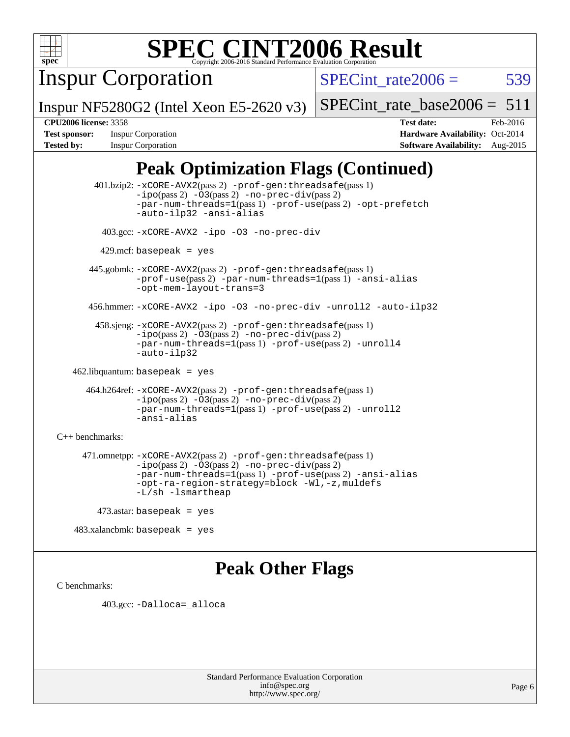# SPEC CINT2006 Result

Copyright 2006-2016 Standard Performance Evaluation Corporation

**Inspur Corporation**

Inspur NF5280G2 (Intel Xeon E5-2620 v3)

SPECint_rate2006 = 539

SPECint_rate_base2006 = 511

| | | | |
|---|---|---|---|
| **CPU2006 license:** 3358 | | **Test date:** | Feb-2016 |
| **Test sponsor:** | Inspur Corporation | **Hardware Availability:** | Oct-2014 |
| **Tested by:** | Inspur Corporation | **Software Availability:** | Aug-2015 |

## Peak Optimization Flags (Continued)

401.bzip2: -xCORE-AVX2(pass 2) -prof-gen:threadsafe(pass 1) -ipo(pass 2) -O3(pass 2) -no-prec-div(pass 2) -par-num-threads=1(pass 1) -prof-use(pass 2) -opt-prefetch -auto-ilp32 -ansi-alias

403.gcc: -xCORE-AVX2 -ipo -O3 -no-prec-div

429.mcf: basepeak = yes

445.gobmk: -xCORE-AVX2(pass 2) -prof-gen:threadsafe(pass 1) -prof-use(pass 2) -par-num-threads=1(pass 1) -ansi-alias -opt-mem-layout-trans=3

456.hmmer: -xCORE-AVX2 -ipo -O3 -no-prec-div -unroll2 -auto-ilp32

458.sjeng: -xCORE-AVX2(pass 2) -prof-gen:threadsafe(pass 1) -ipo(pass 2) -O3(pass 2) -no-prec-div(pass 2) -par-num-threads=1(pass 1) -prof-use(pass 2) -unroll4 -auto-ilp32

462.libquantum: basepeak = yes

464.h264ref: -xCORE-AVX2(pass 2) -prof-gen:threadsafe(pass 1) -ipo(pass 2) -O3(pass 2) -no-prec-div(pass 2) -par-num-threads=1(pass 1) -prof-use(pass 2) -unroll2 -ansi-alias

C++ benchmarks:

471.omnetpp: -xCORE-AVX2(pass 2) -prof-gen:threadsafe(pass 1) -ipo(pass 2) -O3(pass 2) -no-prec-div(pass 2) -par-num-threads=1(pass 1) -prof-use(pass 2) -ansi-alias -opt-ra-region-strategy=block -Wl,-z,muldefs -L/sh -lsmartheap

473.astar: basepeak = yes

483.xalancbmk: basepeak = yes

## Peak Other Flags

C benchmarks:

403.gcc: -Dalloca=_alloca

Standard Performance Evaluation Corporation
info@spec.org
http://www.spec.org/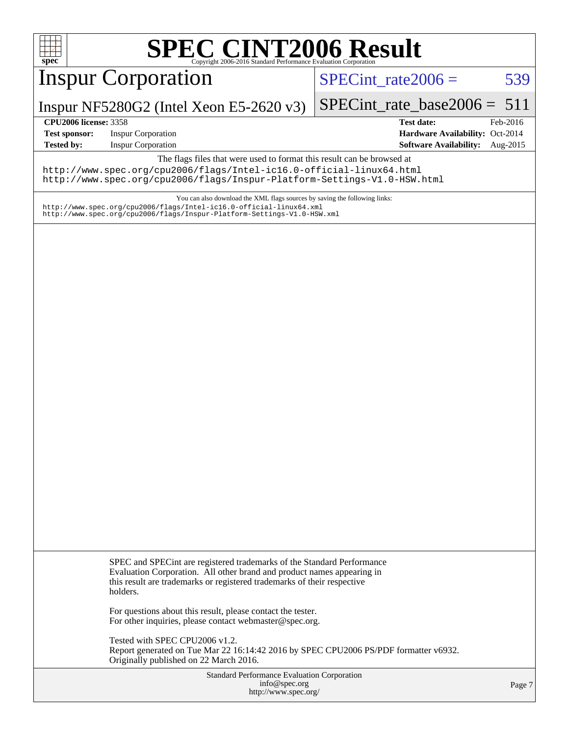The flags files that were used to format this result can be browsed at

http://www.spec.org/cpu2006/flags/Intel-ic16.0-official-linux64.html
http://www.spec.org/cpu2006/flags/Inspur-Platform-Settings-V1.0-HSW.html

You can also download the XML flags sources by saving the following links:

http://www.spec.org/cpu2006/flags/Intel-ic16.0-official-linux64.xml
http://www.spec.org/cpu2006/flags/Inspur-Platform-Settings-V1.0-HSW.xml

SPEC and SPECint are registered trademarks of the Standard Performance Evaluation Corporation. All other brand and product names appearing in this result are trademarks or registered trademarks of their respective holders.

For questions about this result, please contact the tester.
For other inquiries, please contact webmaster@spec.org.

Tested with SPEC CPU2006 v1.2.
Report generated on Tue Mar 22 16:14:42 2016 by SPEC CPU2006 PS/PDF formatter v6932.
Originally published on 22 March 2016.